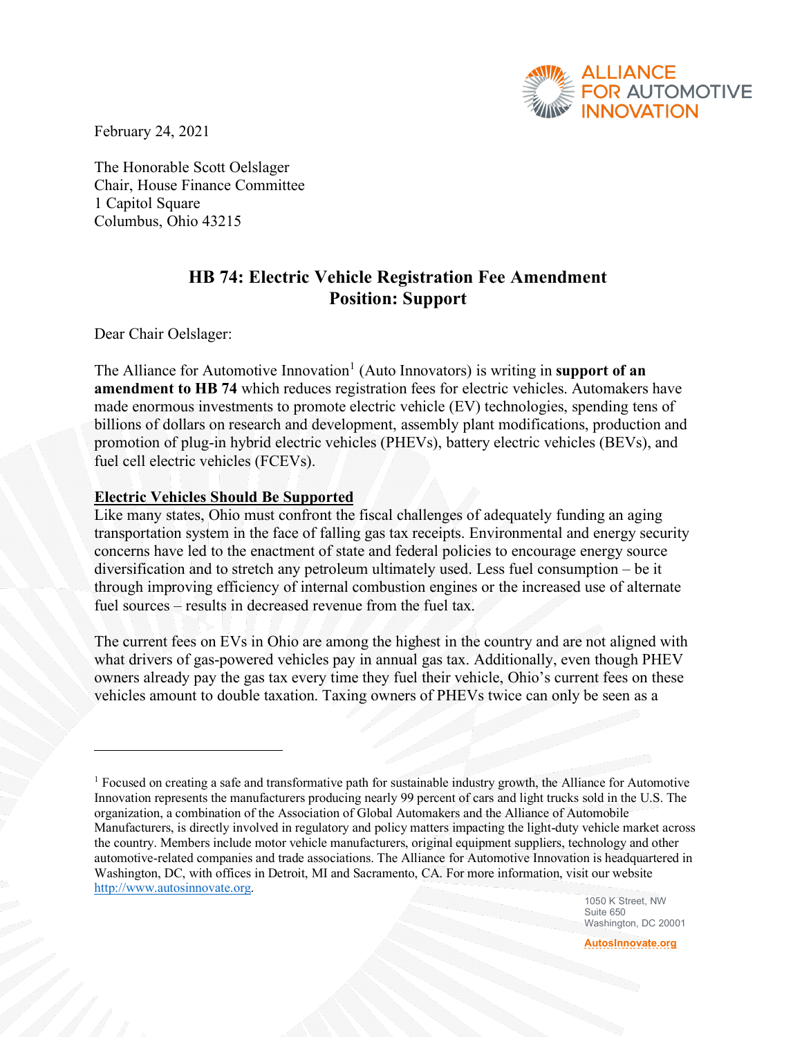ALLIANCE FOR AUTOMOTIVE INNOVATION

February 24, 2021

The Honorable Scott Oelslager
Chair, House Finance Committee
1 Capitol Square
Columbus, Ohio 43215

## HB 74: Electric Vehicle Registration Fee Amendment
## Position: Support

Dear Chair Oelslager:

The Alliance for Automotive Innovation[1] (Auto Innovators) is writing in **support of an amendment to HB 74** which reduces registration fees for electric vehicles. Automakers have made enormous investments to promote electric vehicle (EV) technologies, spending tens of billions of dollars on research and development, assembly plant modifications, production and promotion of plug-in hybrid electric vehicles (PHEVs), battery electric vehicles (BEVs), and fuel cell electric vehicles (FCEVs).

**Electric Vehicles Should Be Supported**

Like many states, Ohio must confront the fiscal challenges of adequately funding an aging transportation system in the face of falling gas tax receipts. Environmental and energy security concerns have led to the enactment of state and federal policies to encourage energy source diversification and to stretch any petroleum ultimately used. Less fuel consumption – be it through improving efficiency of internal combustion engines or the increased use of alternate fuel sources – results in decreased revenue from the fuel tax.

The current fees on EVs in Ohio are among the highest in the country and are not aligned with what drivers of gas-powered vehicles pay in annual gas tax. Additionally, even though PHEV owners already pay the gas tax every time they fuel their vehicle, Ohio's current fees on these vehicles amount to double taxation. Taxing owners of PHEVs twice can only be seen as a

---

[1] Focused on creating a safe and transformative path for sustainable industry growth, the Alliance for Automotive Innovation represents the manufacturers producing nearly 99 percent of cars and light trucks sold in the U.S. The organization, a combination of the Association of Global Automakers and the Alliance of Automobile Manufacturers, is directly involved in regulatory and policy matters impacting the light-duty vehicle market across the country. Members include motor vehicle manufacturers, original equipment suppliers, technology and other automotive-related companies and trade associations. The Alliance for Automotive Innovation is headquartered in Washington, DC, with offices in Detroit, MI and Sacramento, CA. For more information, visit our website http://www.autosinnovate.org.

1050 K Street, NW
Suite 650
Washington, DC 20001

AutosInnovate.org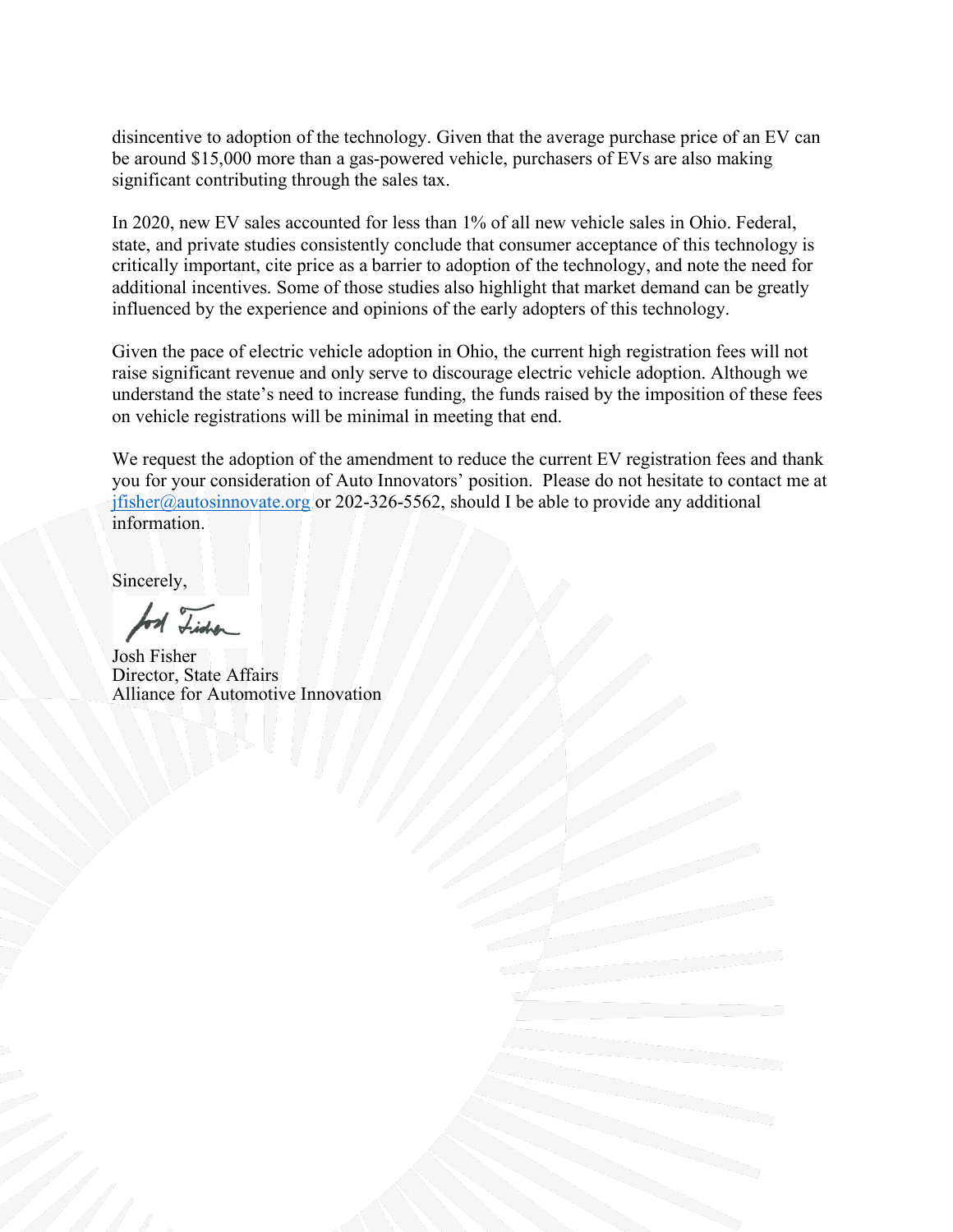disincentive to adoption of the technology. Given that the average purchase price of an EV can be around $15,000 more than a gas-powered vehicle, purchasers of EVs are also making significant contributing through the sales tax.

In 2020, new EV sales accounted for less than 1% of all new vehicle sales in Ohio. Federal, state, and private studies consistently conclude that consumer acceptance of this technology is critically important, cite price as a barrier to adoption of the technology, and note the need for additional incentives. Some of those studies also highlight that market demand can be greatly influenced by the experience and opinions of the early adopters of this technology.

Given the pace of electric vehicle adoption in Ohio, the current high registration fees will not raise significant revenue and only serve to discourage electric vehicle adoption. Although we understand the state's need to increase funding, the funds raised by the imposition of these fees on vehicle registrations will be minimal in meeting that end.

We request the adoption of the amendment to reduce the current EV registration fees and thank you for your consideration of Auto Innovators' position. Please do not hesitate to contact me at jfisher@autosinnovate.org or 202-326-5562, should I be able to provide any additional information.

Sincerely,

Josh Fisher
Director, State Affairs
Alliance for Automotive Innovation